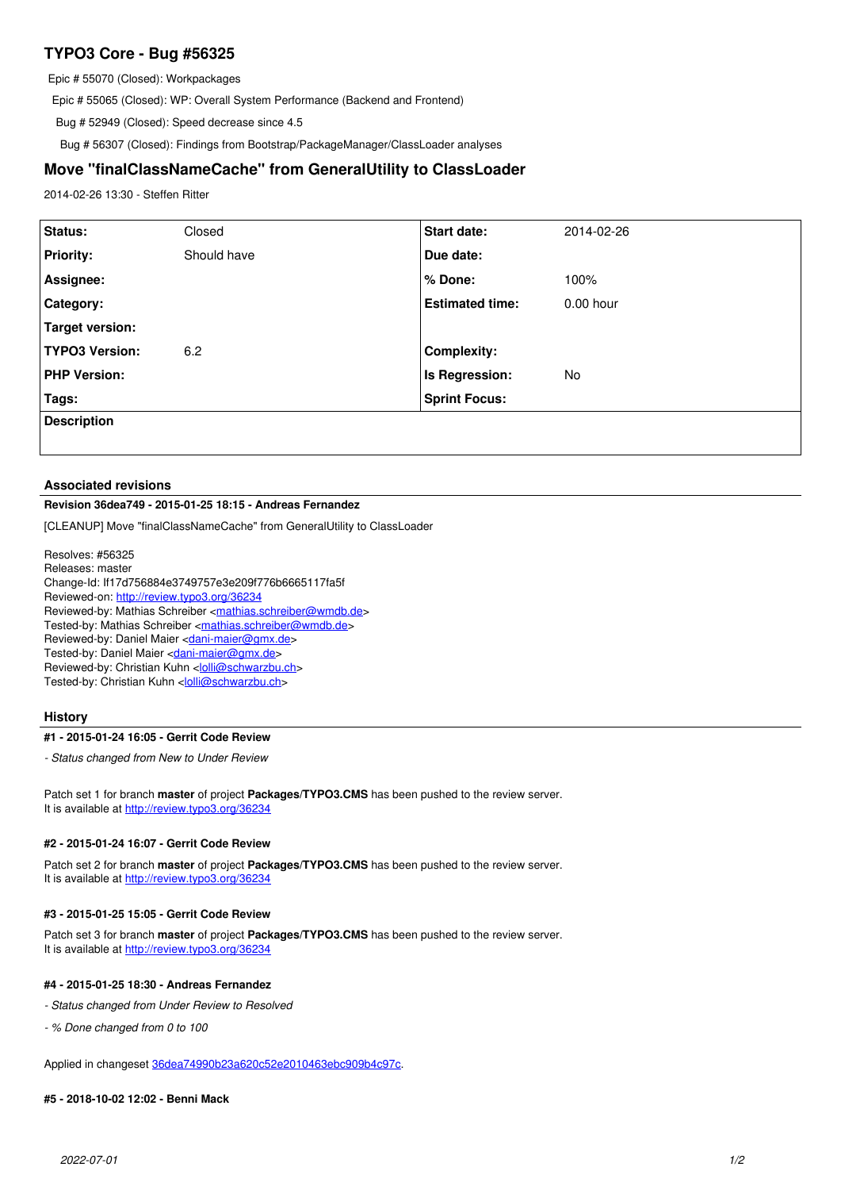# TYPO3 Core - Bug #56325

Epic # 55070 (Closed): Workpackages

Epic # 55065 (Closed): WP: Overall System Performance (Backend and Frontend)

Bug # 52949 (Closed): Speed decrease since 4.5

Bug # 56307 (Closed): Findings from Bootstrap/PackageManager/ClassLoader analyses

## Move "finalClassNameCache" from GeneralUtility to ClassLoader

2014-02-26 13:30 - Steffen Ritter

| **Status:** | Closed | **Start date:** | 2014-02-26 |
|---|---|---|---|
| **Priority:** | Should have | **Due date:** | |
| **Assignee:** | | **% Done:** | 100% |
| **Category:** | | **Estimated time:** | 0.00 hour |
| **Target version:** | | | |
| **TYPO3 Version:** | 6.2 | **Complexity:** | |
| **PHP Version:** | | **Is Regression:** | No |
| **Tags:** | | **Sprint Focus:** | |

**Description**

### Associated revisions

**Revision 36dea749 - 2015-01-25 18:15 - Andreas Fernandez**

[CLEANUP] Move "finalClassNameCache" from GeneralUtility to ClassLoader

Resolves: #56325
Releases: master
Change-Id: If17d756884e3749757e3e209f776b6665117fa5f
Reviewed-on: http://review.typo3.org/36234
Reviewed-by: Mathias Schreiber <mathias.schreiber@wmdb.de>
Tested-by: Mathias Schreiber <mathias.schreiber@wmdb.de>
Reviewed-by: Daniel Maier <dani-maier@gmx.de>
Tested-by: Daniel Maier <dani-maier@gmx.de>
Reviewed-by: Christian Kuhn <lolli@schwarzbu.ch>
Tested-by: Christian Kuhn <lolli@schwarzbu.ch>

### History

**#1 - 2015-01-24 16:05 - Gerrit Code Review**

*- Status changed from New to Under Review*

Patch set 1 for branch **master** of project **Packages/TYPO3.CMS** has been pushed to the review server.
It is available at http://review.typo3.org/36234

**#2 - 2015-01-24 16:07 - Gerrit Code Review**

Patch set 2 for branch **master** of project **Packages/TYPO3.CMS** has been pushed to the review server.
It is available at http://review.typo3.org/36234

**#3 - 2015-01-25 15:05 - Gerrit Code Review**

Patch set 3 for branch **master** of project **Packages/TYPO3.CMS** has been pushed to the review server.
It is available at http://review.typo3.org/36234

**#4 - 2015-01-25 18:30 - Andreas Fernandez**

*- Status changed from Under Review to Resolved*

*- % Done changed from 0 to 100*

Applied in changeset 36dea74990b23a620c52e2010463ebc909b4c97c.

**#5 - 2018-10-02 12:02 - Benni Mack**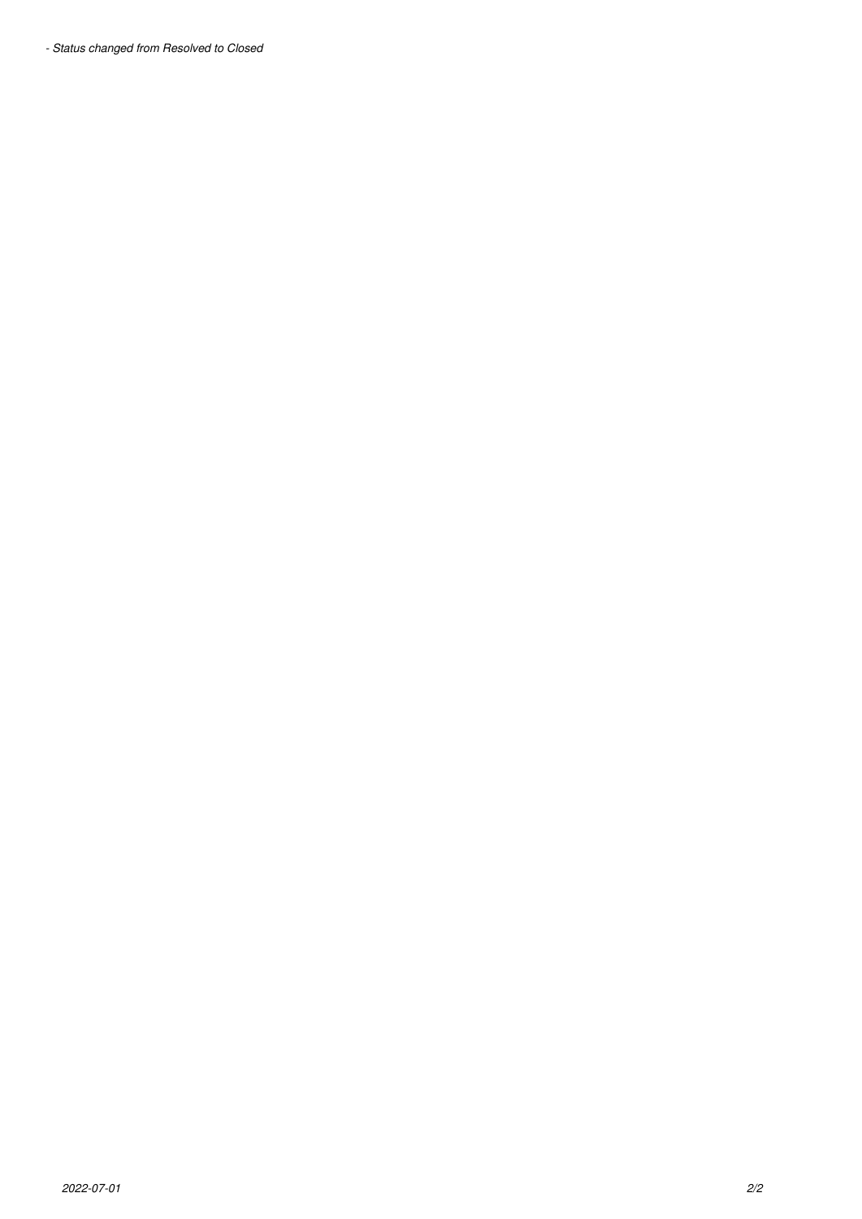- *Status changed from Resolved to Closed*